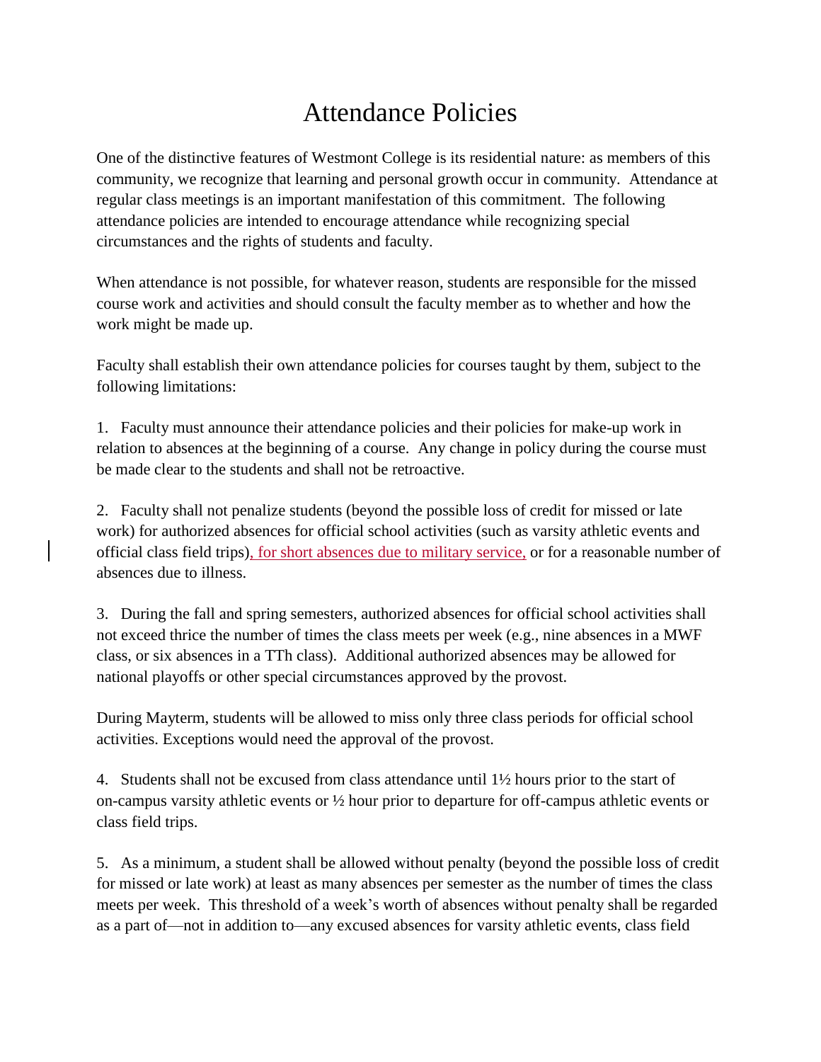# Attendance Policies

One of the distinctive features of Westmont College is its residential nature: as members of this community, we recognize that learning and personal growth occur in community. Attendance at regular class meetings is an important manifestation of this commitment. The following attendance policies are intended to encourage attendance while recognizing special circumstances and the rights of students and faculty.

When attendance is not possible, for whatever reason, students are responsible for the missed course work and activities and should consult the faculty member as to whether and how the work might be made up.

Faculty shall establish their own attendance policies for courses taught by them, subject to the following limitations:

1. Faculty must announce their attendance policies and their policies for make-up work in relation to absences at the beginning of a course. Any change in policy during the course must be made clear to the students and shall not be retroactive.

2. Faculty shall not penalize students (beyond the possible loss of credit for missed or late work) for authorized absences for official school activities (such as varsity athletic events and official class field trips), for short absences due to military service, or for a reasonable number of absences due to illness.

3. During the fall and spring semesters, authorized absences for official school activities shall not exceed thrice the number of times the class meets per week (e.g., nine absences in a MWF class, or six absences in a TTh class). Additional authorized absences may be allowed for national playoffs or other special circumstances approved by the provost.

   During Mayterm, students will be allowed to miss only three class periods for official school activities. Exceptions would need the approval of the provost.

4. Students shall not be excused from class attendance until 1½ hours prior to the start of on-campus varsity athletic events or ½ hour prior to departure for off-campus athletic events or class field trips.

5. As a minimum, a student shall be allowed without penalty (beyond the possible loss of credit for missed or late work) at least as many absences per semester as the number of times the class meets per week. This threshold of a week's worth of absences without penalty shall be regarded as a part of—not in addition to—any excused absences for varsity athletic events, class field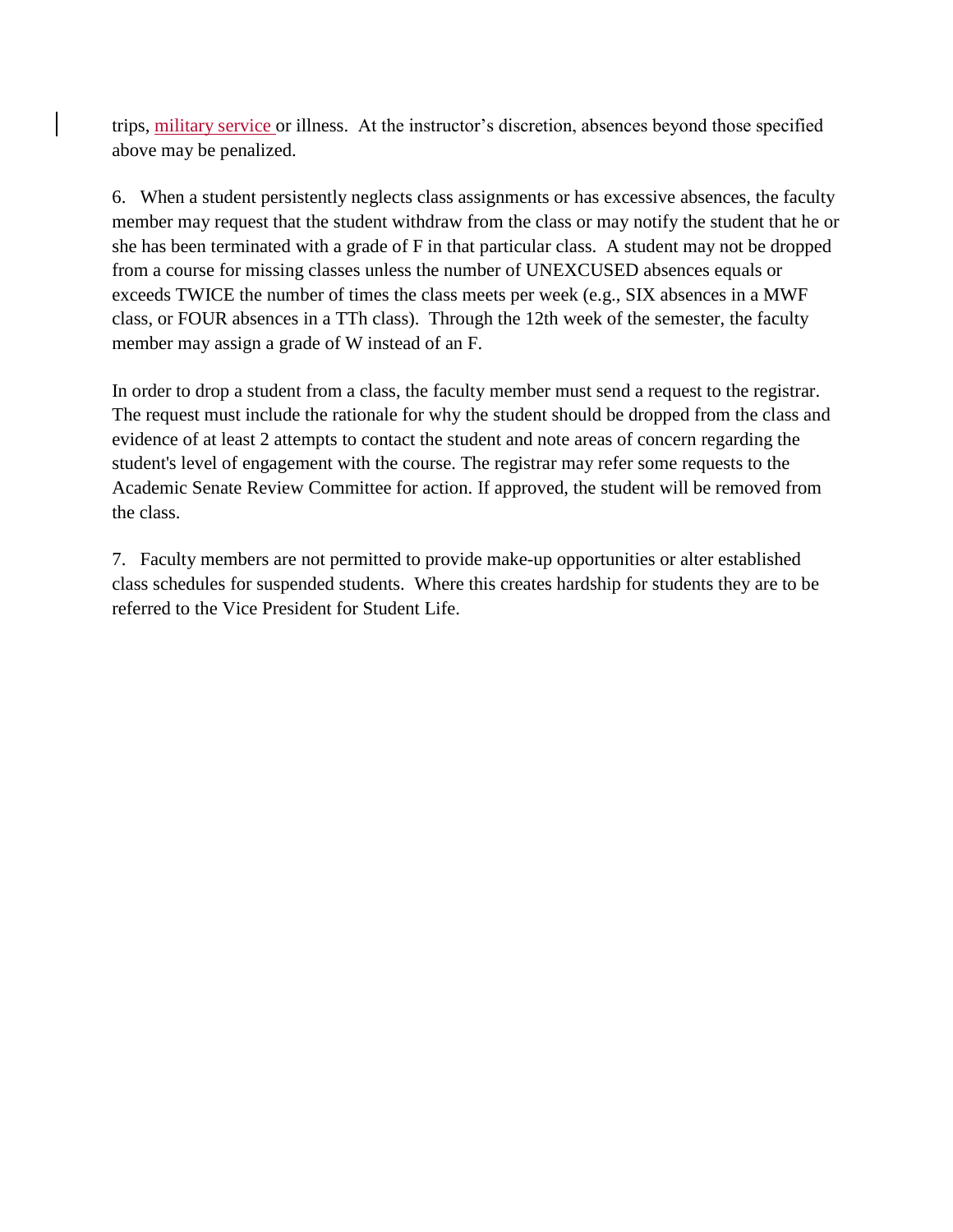trips, military service or illness. At the instructor's discretion, absences beyond those specified above may be penalized.

6. When a student persistently neglects class assignments or has excessive absences, the faculty member may request that the student withdraw from the class or may notify the student that he or she has been terminated with a grade of F in that particular class. A student may not be dropped from a course for missing classes unless the number of UNEXCUSED absences equals or exceeds TWICE the number of times the class meets per week (e.g., SIX absences in a MWF class, or FOUR absences in a TTh class). Through the 12th week of the semester, the faculty member may assign a grade of W instead of an F.

In order to drop a student from a class, the faculty member must send a request to the registrar. The request must include the rationale for why the student should be dropped from the class and evidence of at least 2 attempts to contact the student and note areas of concern regarding the student's level of engagement with the course. The registrar may refer some requests to the Academic Senate Review Committee for action. If approved, the student will be removed from the class.

7. Faculty members are not permitted to provide make-up opportunities or alter established class schedules for suspended students. Where this creates hardship for students they are to be referred to the Vice President for Student Life.